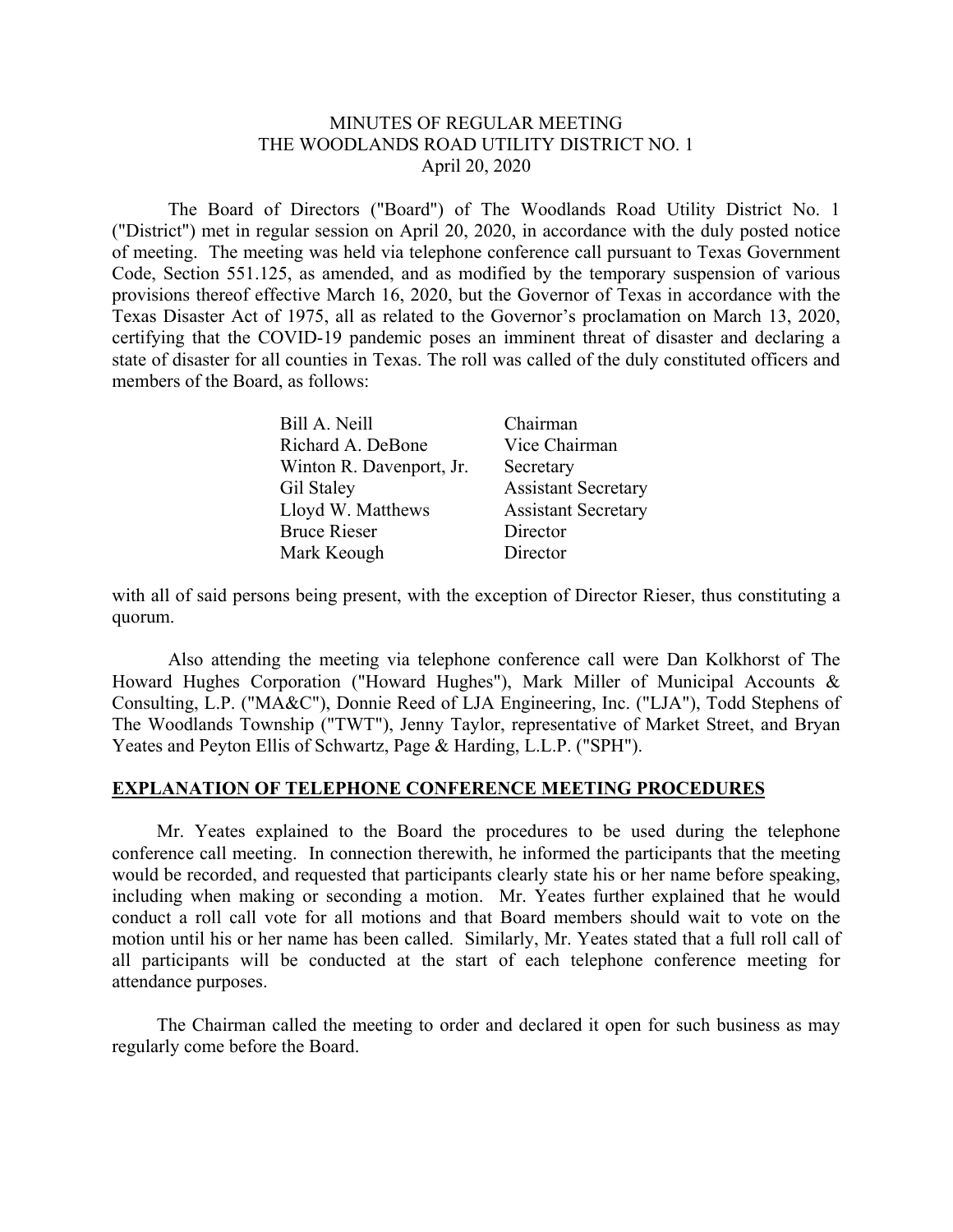MINUTES OF REGULAR MEETING
THE WOODLANDS ROAD UTILITY DISTRICT NO. 1
April 20, 2020

The Board of Directors ("Board") of The Woodlands Road Utility District No. 1 ("District") met in regular session on April 20, 2020, in accordance with the duly posted notice of meeting. The meeting was held via telephone conference call pursuant to Texas Government Code, Section 551.125, as amended, and as modified by the temporary suspension of various provisions thereof effective March 16, 2020, but the Governor of Texas in accordance with the Texas Disaster Act of 1975, all as related to the Governor's proclamation on March 13, 2020, certifying that the COVID-19 pandemic poses an imminent threat of disaster and declaring a state of disaster for all counties in Texas. The roll was called of the duly constituted officers and members of the Board, as follows:

| | |
|---|---|
| Bill A. Neill | Chairman |
| Richard A. DeBone | Vice Chairman |
| Winton R. Davenport, Jr. | Secretary |
| Gil Staley | Assistant Secretary |
| Lloyd W. Matthews | Assistant Secretary |
| Bruce Rieser | Director |
| Mark Keough | Director |

with all of said persons being present, with the exception of Director Rieser, thus constituting a quorum.

Also attending the meeting via telephone conference call were Dan Kolkhorst of The Howard Hughes Corporation ("Howard Hughes"), Mark Miller of Municipal Accounts & Consulting, L.P. ("MA&C"), Donnie Reed of LJA Engineering, Inc. ("LJA"), Todd Stephens of The Woodlands Township ("TWT"), Jenny Taylor, representative of Market Street, and Bryan Yeates and Peyton Ellis of Schwartz, Page & Harding, L.L.P. ("SPH").

## EXPLANATION OF TELEPHONE CONFERENCE MEETING PROCEDURES

Mr. Yeates explained to the Board the procedures to be used during the telephone conference call meeting. In connection therewith, he informed the participants that the meeting would be recorded, and requested that participants clearly state his or her name before speaking, including when making or seconding a motion. Mr. Yeates further explained that he would conduct a roll call vote for all motions and that Board members should wait to vote on the motion until his or her name has been called. Similarly, Mr. Yeates stated that a full roll call of all participants will be conducted at the start of each telephone conference meeting for attendance purposes.

The Chairman called the meeting to order and declared it open for such business as may regularly come before the Board.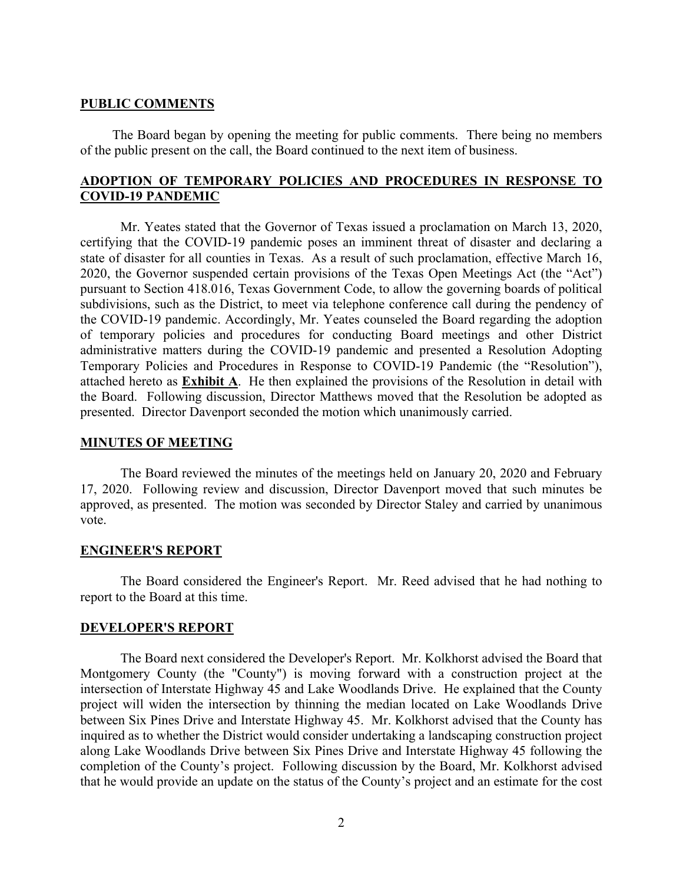**PUBLIC COMMENTS**

The Board began by opening the meeting for public comments. There being no members of the public present on the call, the Board continued to the next item of business.

**ADOPTION OF TEMPORARY POLICIES AND PROCEDURES IN RESPONSE TO COVID-19 PANDEMIC**

Mr. Yeates stated that the Governor of Texas issued a proclamation on March 13, 2020, certifying that the COVID-19 pandemic poses an imminent threat of disaster and declaring a state of disaster for all counties in Texas. As a result of such proclamation, effective March 16, 2020, the Governor suspended certain provisions of the Texas Open Meetings Act (the "Act") pursuant to Section 418.016, Texas Government Code, to allow the governing boards of political subdivisions, such as the District, to meet via telephone conference call during the pendency of the COVID-19 pandemic. Accordingly, Mr. Yeates counseled the Board regarding the adoption of temporary policies and procedures for conducting Board meetings and other District administrative matters during the COVID-19 pandemic and presented a Resolution Adopting Temporary Policies and Procedures in Response to COVID-19 Pandemic (the "Resolution"), attached hereto as **Exhibit A**. He then explained the provisions of the Resolution in detail with the Board. Following discussion, Director Matthews moved that the Resolution be adopted as presented. Director Davenport seconded the motion which unanimously carried.

**MINUTES OF MEETING**

The Board reviewed the minutes of the meetings held on January 20, 2020 and February 17, 2020. Following review and discussion, Director Davenport moved that such minutes be approved, as presented. The motion was seconded by Director Staley and carried by unanimous vote.

**ENGINEER'S REPORT**

The Board considered the Engineer's Report. Mr. Reed advised that he had nothing to report to the Board at this time.

**DEVELOPER'S REPORT**

The Board next considered the Developer's Report. Mr. Kolkhorst advised the Board that Montgomery County (the "County") is moving forward with a construction project at the intersection of Interstate Highway 45 and Lake Woodlands Drive. He explained that the County project will widen the intersection by thinning the median located on Lake Woodlands Drive between Six Pines Drive and Interstate Highway 45. Mr. Kolkhorst advised that the County has inquired as to whether the District would consider undertaking a landscaping construction project along Lake Woodlands Drive between Six Pines Drive and Interstate Highway 45 following the completion of the County's project. Following discussion by the Board, Mr. Kolkhorst advised that he would provide an update on the status of the County's project and an estimate for the cost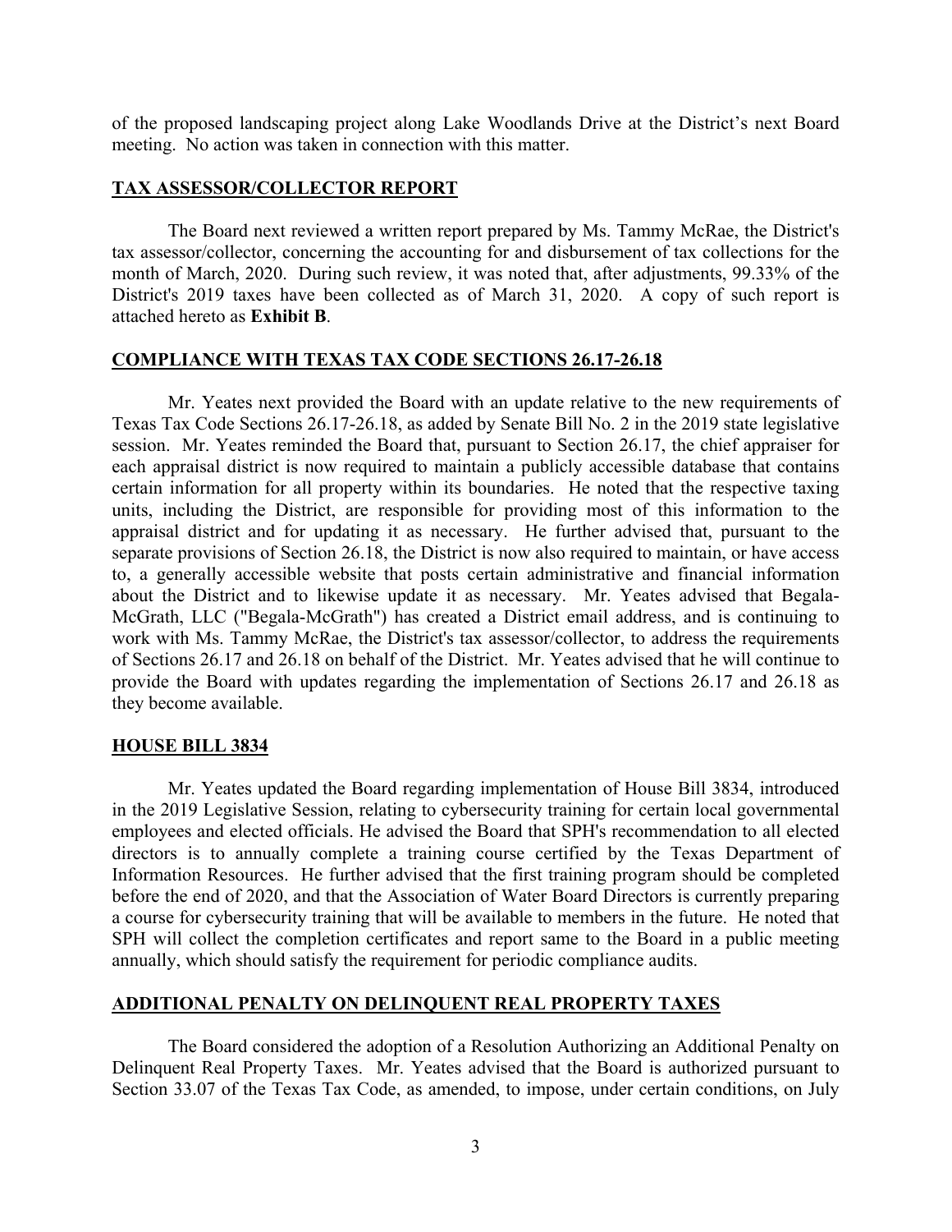of the proposed landscaping project along Lake Woodlands Drive at the District's next Board meeting. No action was taken in connection with this matter.

**TAX ASSESSOR/COLLECTOR REPORT**

The Board next reviewed a written report prepared by Ms. Tammy McRae, the District's tax assessor/collector, concerning the accounting for and disbursement of tax collections for the month of March, 2020. During such review, it was noted that, after adjustments, 99.33% of the District's 2019 taxes have been collected as of March 31, 2020. A copy of such report is attached hereto as **Exhibit B**.

**COMPLIANCE WITH TEXAS TAX CODE SECTIONS 26.17-26.18**

Mr. Yeates next provided the Board with an update relative to the new requirements of Texas Tax Code Sections 26.17-26.18, as added by Senate Bill No. 2 in the 2019 state legislative session. Mr. Yeates reminded the Board that, pursuant to Section 26.17, the chief appraiser for each appraisal district is now required to maintain a publicly accessible database that contains certain information for all property within its boundaries. He noted that the respective taxing units, including the District, are responsible for providing most of this information to the appraisal district and for updating it as necessary. He further advised that, pursuant to the separate provisions of Section 26.18, the District is now also required to maintain, or have access to, a generally accessible website that posts certain administrative and financial information about the District and to likewise update it as necessary. Mr. Yeates advised that Begala-McGrath, LLC ("Begala-McGrath") has created a District email address, and is continuing to work with Ms. Tammy McRae, the District's tax assessor/collector, to address the requirements of Sections 26.17 and 26.18 on behalf of the District. Mr. Yeates advised that he will continue to provide the Board with updates regarding the implementation of Sections 26.17 and 26.18 as they become available.

**HOUSE BILL 3834**

Mr. Yeates updated the Board regarding implementation of House Bill 3834, introduced in the 2019 Legislative Session, relating to cybersecurity training for certain local governmental employees and elected officials. He advised the Board that SPH's recommendation to all elected directors is to annually complete a training course certified by the Texas Department of Information Resources. He further advised that the first training program should be completed before the end of 2020, and that the Association of Water Board Directors is currently preparing a course for cybersecurity training that will be available to members in the future. He noted that SPH will collect the completion certificates and report same to the Board in a public meeting annually, which should satisfy the requirement for periodic compliance audits.

**ADDITIONAL PENALTY ON DELINQUENT REAL PROPERTY TAXES**

The Board considered the adoption of a Resolution Authorizing an Additional Penalty on Delinquent Real Property Taxes. Mr. Yeates advised that the Board is authorized pursuant to Section 33.07 of the Texas Tax Code, as amended, to impose, under certain conditions, on July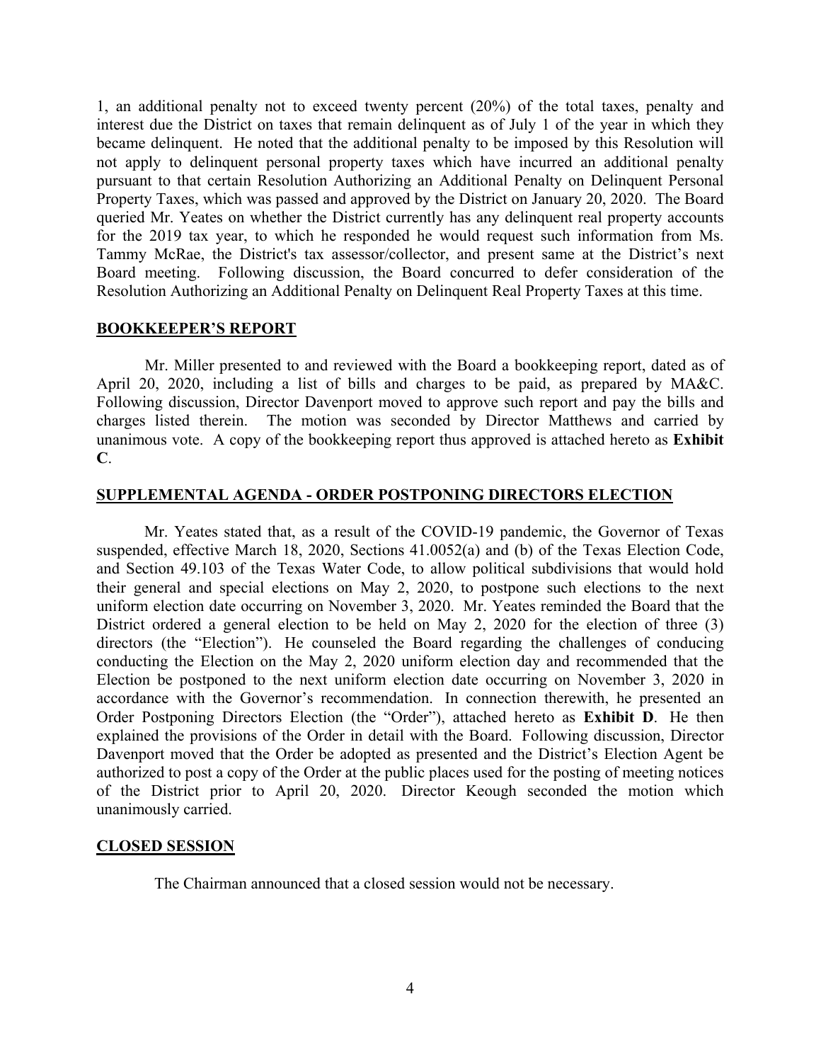1, an additional penalty not to exceed twenty percent (20%) of the total taxes, penalty and interest due the District on taxes that remain delinquent as of July 1 of the year in which they became delinquent. He noted that the additional penalty to be imposed by this Resolution will not apply to delinquent personal property taxes which have incurred an additional penalty pursuant to that certain Resolution Authorizing an Additional Penalty on Delinquent Personal Property Taxes, which was passed and approved by the District on January 20, 2020. The Board queried Mr. Yeates on whether the District currently has any delinquent real property accounts for the 2019 tax year, to which he responded he would request such information from Ms. Tammy McRae, the District's tax assessor/collector, and present same at the District's next Board meeting. Following discussion, the Board concurred to defer consideration of the Resolution Authorizing an Additional Penalty on Delinquent Real Property Taxes at this time.

## BOOKKEEPER'S REPORT

Mr. Miller presented to and reviewed with the Board a bookkeeping report, dated as of April 20, 2020, including a list of bills and charges to be paid, as prepared by MA&C. Following discussion, Director Davenport moved to approve such report and pay the bills and charges listed therein. The motion was seconded by Director Matthews and carried by unanimous vote. A copy of the bookkeeping report thus approved is attached hereto as **Exhibit C**.

## SUPPLEMENTAL AGENDA - ORDER POSTPONING DIRECTORS ELECTION

Mr. Yeates stated that, as a result of the COVID-19 pandemic, the Governor of Texas suspended, effective March 18, 2020, Sections 41.0052(a) and (b) of the Texas Election Code, and Section 49.103 of the Texas Water Code, to allow political subdivisions that would hold their general and special elections on May 2, 2020, to postpone such elections to the next uniform election date occurring on November 3, 2020. Mr. Yeates reminded the Board that the District ordered a general election to be held on May 2, 2020 for the election of three (3) directors (the "Election"). He counseled the Board regarding the challenges of conducing conducting the Election on the May 2, 2020 uniform election day and recommended that the Election be postponed to the next uniform election date occurring on November 3, 2020 in accordance with the Governor's recommendation. In connection therewith, he presented an Order Postponing Directors Election (the "Order"), attached hereto as **Exhibit D**. He then explained the provisions of the Order in detail with the Board. Following discussion, Director Davenport moved that the Order be adopted as presented and the District's Election Agent be authorized to post a copy of the Order at the public places used for the posting of meeting notices of the District prior to April 20, 2020. Director Keough seconded the motion which unanimously carried.

## CLOSED SESSION

The Chairman announced that a closed session would not be necessary.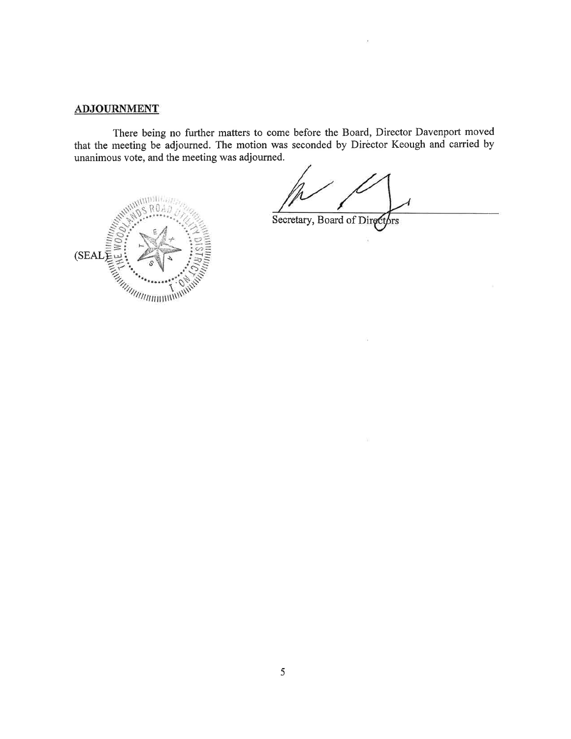## ADJOURNMENT

There being no further matters to come before the Board, Director Davenport moved that the meeting be adjourned. The motion was seconded by Director Keough and carried by unanimous vote, and the meeting was adjourned.

Secretary, Board of Directors

(SEAL)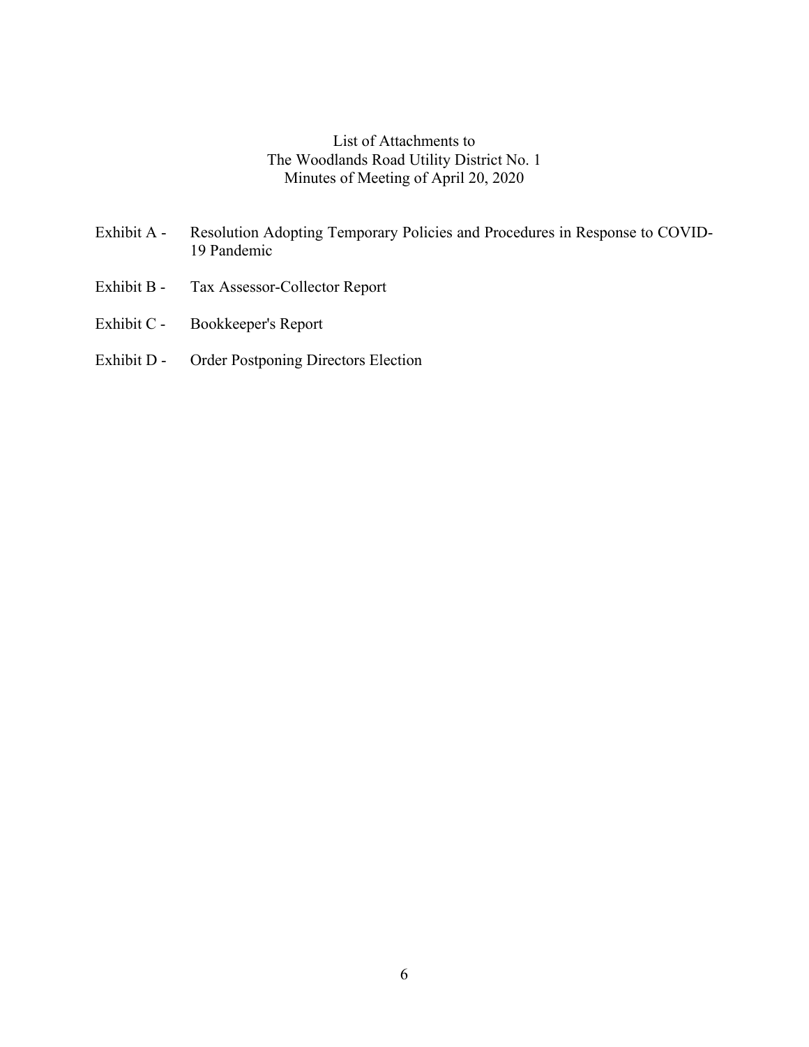# List of Attachments to
# The Woodlands Road Utility District No. 1
# Minutes of Meeting of April 20, 2020

Exhibit A - Resolution Adopting Temporary Policies and Procedures in Response to COVID-19 Pandemic

Exhibit B - Tax Assessor-Collector Report

Exhibit C - Bookkeeper's Report

Exhibit D - Order Postponing Directors Election